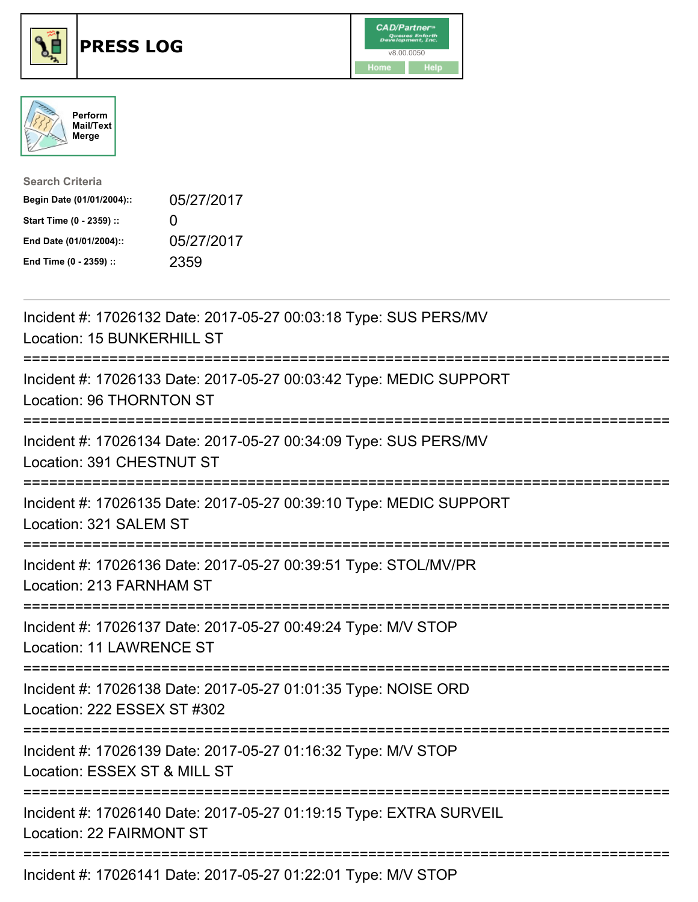# PRESS LOG

CAD/Partner™ v8.00.0050

Home Help

Perform Mail/Text Merge

**Search Criteria**

| | |
|---|---|
| **Begin Date (01/01/2004)::** | 05/27/2017 |
| **Start Time (0 - 2359) ::** | 0 |
| **End Date (01/01/2004)::** | 05/27/2017 |
| **End Time (0 - 2359) ::** | 2359 |

---

Incident #: 17026132 Date: 2017-05-27 00:03:18 Type: SUS PERS/MV
Location: 15 BUNKERHILL ST

===========================================================================

Incident #: 17026133 Date: 2017-05-27 00:03:42 Type: MEDIC SUPPORT
Location: 96 THORNTON ST

===========================================================================

Incident #: 17026134 Date: 2017-05-27 00:34:09 Type: SUS PERS/MV
Location: 391 CHESTNUT ST

===========================================================================

Incident #: 17026135 Date: 2017-05-27 00:39:10 Type: MEDIC SUPPORT
Location: 321 SALEM ST

===========================================================================

Incident #: 17026136 Date: 2017-05-27 00:39:51 Type: STOL/MV/PR
Location: 213 FARNHAM ST

===========================================================================

Incident #: 17026137 Date: 2017-05-27 00:49:24 Type: M/V STOP
Location: 11 LAWRENCE ST

===========================================================================

Incident #: 17026138 Date: 2017-05-27 01:01:35 Type: NOISE ORD
Location: 222 ESSEX ST #302

===========================================================================

Incident #: 17026139 Date: 2017-05-27 01:16:32 Type: M/V STOP
Location: ESSEX ST & MILL ST

===========================================================================

Incident #: 17026140 Date: 2017-05-27 01:19:15 Type: EXTRA SURVEIL
Location: 22 FAIRMONT ST

===========================================================================

Incident #: 17026141 Date: 2017-05-27 01:22:01 Type: M/V STOP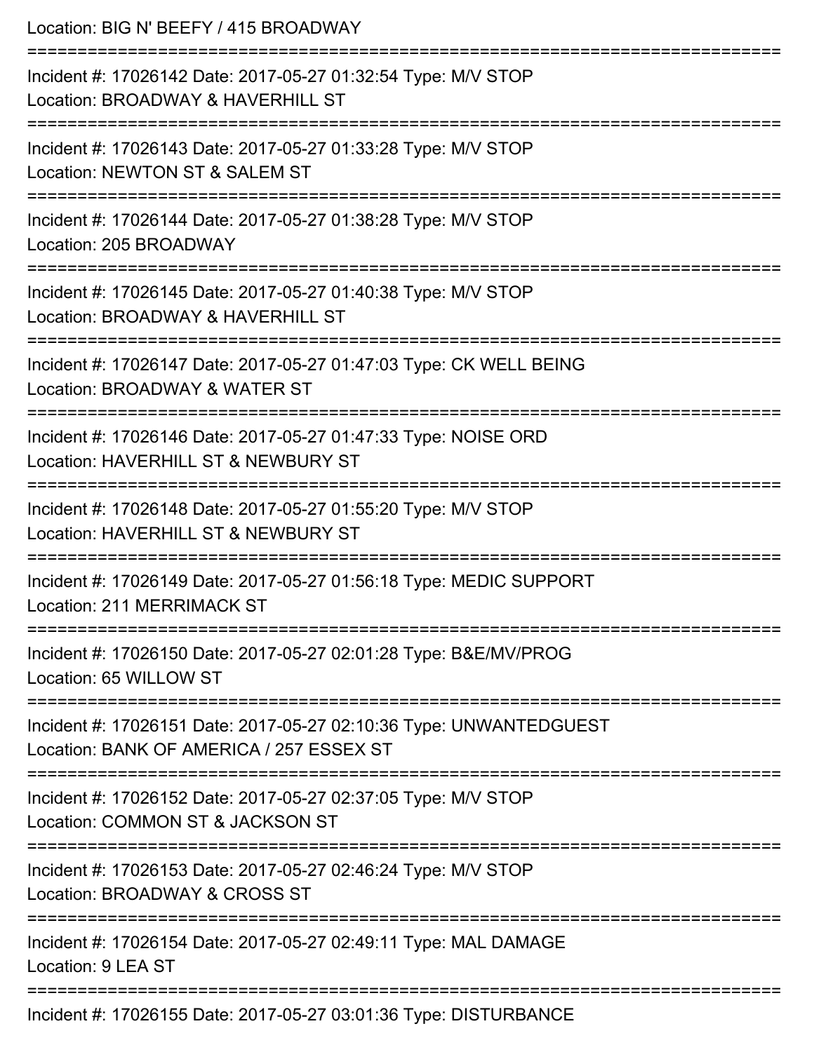Location: BIG N' BEEFY / 415 BROADWAY

===========================================================================

Incident #: 17026142 Date: 2017-05-27 01:32:54 Type: M/V STOP

Location: BROADWAY & HAVERHILL ST

===========================================================================

Incident #: 17026143 Date: 2017-05-27 01:33:28 Type: M/V STOP

Location: NEWTON ST & SALEM ST

===========================================================================

Incident #: 17026144 Date: 2017-05-27 01:38:28 Type: M/V STOP

Location: 205 BROADWAY

===========================================================================

Incident #: 17026145 Date: 2017-05-27 01:40:38 Type: M/V STOP

Location: BROADWAY & HAVERHILL ST

===========================================================================

Incident #: 17026147 Date: 2017-05-27 01:47:03 Type: CK WELL BEING

Location: BROADWAY & WATER ST

===========================================================================

Incident #: 17026146 Date: 2017-05-27 01:47:33 Type: NOISE ORD

Location: HAVERHILL ST & NEWBURY ST

===========================================================================

Incident #: 17026148 Date: 2017-05-27 01:55:20 Type: M/V STOP

Location: HAVERHILL ST & NEWBURY ST

===========================================================================

Incident #: 17026149 Date: 2017-05-27 01:56:18 Type: MEDIC SUPPORT

Location: 211 MERRIMACK ST

===========================================================================

Incident #: 17026150 Date: 2017-05-27 02:01:28 Type: B&E/MV/PROG

Location: 65 WILLOW ST

===========================================================================

Incident #: 17026151 Date: 2017-05-27 02:10:36 Type: UNWANTEDGUEST

Location: BANK OF AMERICA / 257 ESSEX ST

===========================================================================

Incident #: 17026152 Date: 2017-05-27 02:37:05 Type: M/V STOP

Location: COMMON ST & JACKSON ST

===========================================================================

Incident #: 17026153 Date: 2017-05-27 02:46:24 Type: M/V STOP

Location: BROADWAY & CROSS ST

===========================================================================

Incident #: 17026154 Date: 2017-05-27 02:49:11 Type: MAL DAMAGE

Location: 9 LEA ST

===========================================================================

Incident #: 17026155 Date: 2017-05-27 03:01:36 Type: DISTURBANCE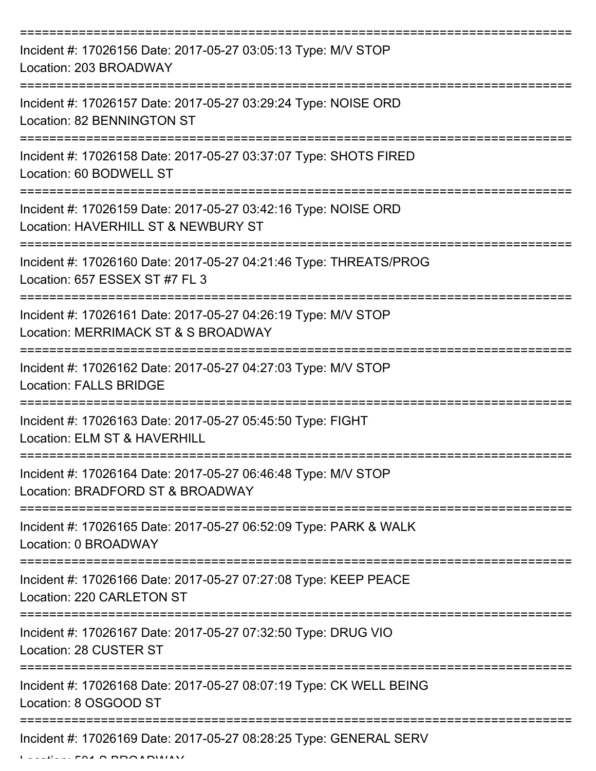===========================================================================

Incident #: 17026156 Date: 2017-05-27 03:05:13 Type: M/V STOP
Location: 203 BROADWAY

===========================================================================

Incident #: 17026157 Date: 2017-05-27 03:29:24 Type: NOISE ORD
Location: 82 BENNINGTON ST

===========================================================================

Incident #: 17026158 Date: 2017-05-27 03:37:07 Type: SHOTS FIRED
Location: 60 BODWELL ST

===========================================================================

Incident #: 17026159 Date: 2017-05-27 03:42:16 Type: NOISE ORD
Location: HAVERHILL ST & NEWBURY ST

===========================================================================

Incident #: 17026160 Date: 2017-05-27 04:21:46 Type: THREATS/PROG
Location: 657 ESSEX ST #7 FL 3

===========================================================================

Incident #: 17026161 Date: 2017-05-27 04:26:19 Type: M/V STOP
Location: MERRIMACK ST & S BROADWAY

===========================================================================

Incident #: 17026162 Date: 2017-05-27 04:27:03 Type: M/V STOP
Location: FALLS BRIDGE

===========================================================================

Incident #: 17026163 Date: 2017-05-27 05:45:50 Type: FIGHT
Location: ELM ST & HAVERHILL

===========================================================================

Incident #: 17026164 Date: 2017-05-27 06:46:48 Type: M/V STOP
Location: BRADFORD ST & BROADWAY

===========================================================================

Incident #: 17026165 Date: 2017-05-27 06:52:09 Type: PARK & WALK
Location: 0 BROADWAY

===========================================================================

Incident #: 17026166 Date: 2017-05-27 07:27:08 Type: KEEP PEACE
Location: 220 CARLETON ST

===========================================================================

Incident #: 17026167 Date: 2017-05-27 07:32:50 Type: DRUG VIO
Location: 28 CUSTER ST

===========================================================================

Incident #: 17026168 Date: 2017-05-27 08:07:19 Type: CK WELL BEING
Location: 8 OSGOOD ST

===========================================================================

Incident #: 17026169 Date: 2017-05-27 08:28:25 Type: GENERAL SERV
Location: 591 S BROADWAY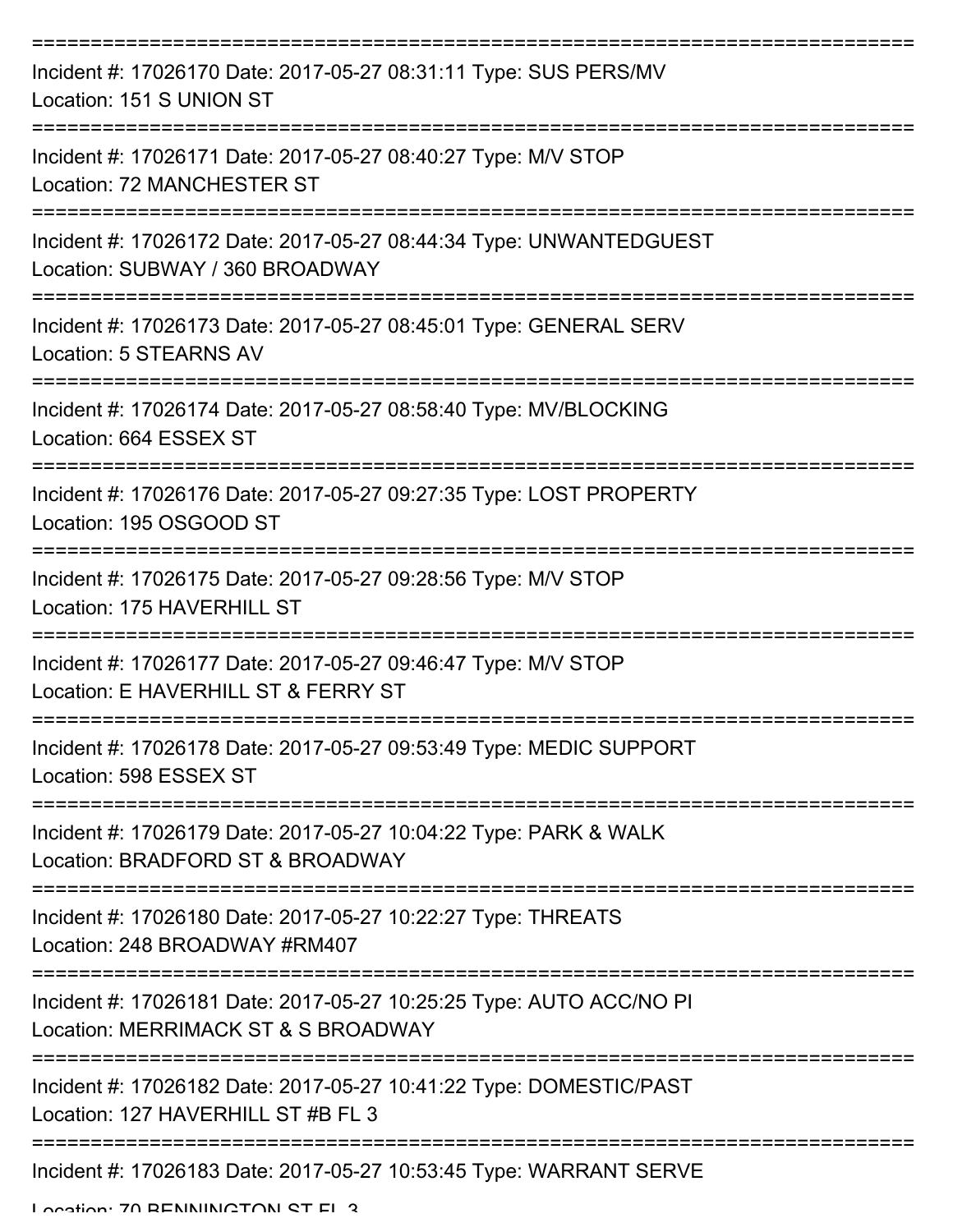===========================================================================

Incident #: 17026170 Date: 2017-05-27 08:31:11 Type: SUS PERS/MV
Location: 151 S UNION ST

===========================================================================

Incident #: 17026171 Date: 2017-05-27 08:40:27 Type: M/V STOP
Location: 72 MANCHESTER ST

===========================================================================

Incident #: 17026172 Date: 2017-05-27 08:44:34 Type: UNWANTEDGUEST
Location: SUBWAY / 360 BROADWAY

===========================================================================

Incident #: 17026173 Date: 2017-05-27 08:45:01 Type: GENERAL SERV
Location: 5 STEARNS AV

===========================================================================

Incident #: 17026174 Date: 2017-05-27 08:58:40 Type: MV/BLOCKING
Location: 664 ESSEX ST

===========================================================================

Incident #: 17026176 Date: 2017-05-27 09:27:35 Type: LOST PROPERTY
Location: 195 OSGOOD ST

===========================================================================

Incident #: 17026175 Date: 2017-05-27 09:28:56 Type: M/V STOP
Location: 175 HAVERHILL ST

===========================================================================

Incident #: 17026177 Date: 2017-05-27 09:46:47 Type: M/V STOP
Location: E HAVERHILL ST & FERRY ST

===========================================================================

Incident #: 17026178 Date: 2017-05-27 09:53:49 Type: MEDIC SUPPORT
Location: 598 ESSEX ST

===========================================================================

Incident #: 17026179 Date: 2017-05-27 10:04:22 Type: PARK & WALK
Location: BRADFORD ST & BROADWAY

===========================================================================

Incident #: 17026180 Date: 2017-05-27 10:22:27 Type: THREATS
Location: 248 BROADWAY #RM407

===========================================================================

Incident #: 17026181 Date: 2017-05-27 10:25:25 Type: AUTO ACC/NO PI
Location: MERRIMACK ST & S BROADWAY

===========================================================================

Incident #: 17026182 Date: 2017-05-27 10:41:22 Type: DOMESTIC/PAST
Location: 127 HAVERHILL ST #B FL 3

===========================================================================

Incident #: 17026183 Date: 2017-05-27 10:53:45 Type: WARRANT SERVE
Location: 70 BENNINGTON ST FL 3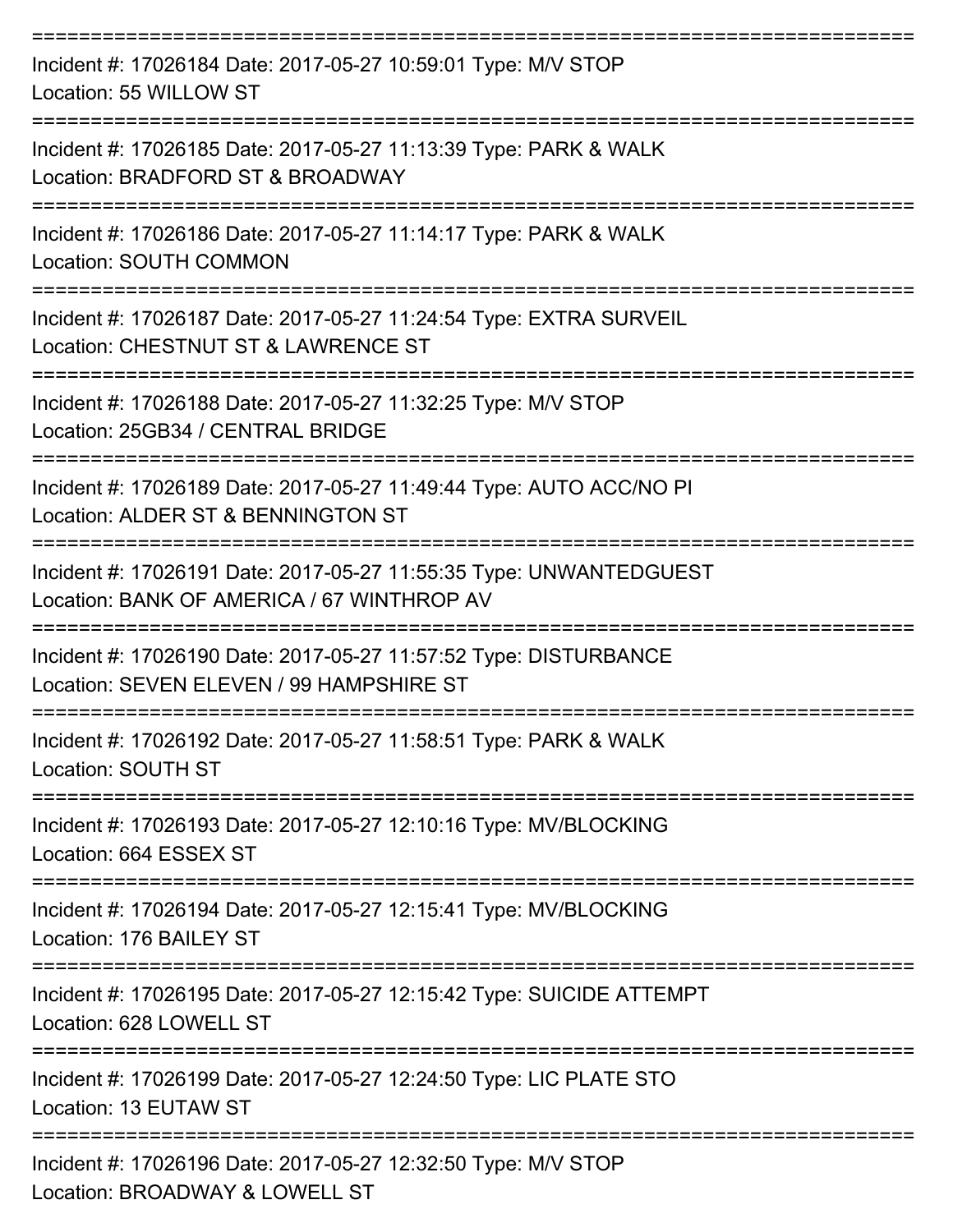===========================================================================

Incident #: 17026184 Date: 2017-05-27 10:59:01 Type: M/V STOP
Location: 55 WILLOW ST

===========================================================================

Incident #: 17026185 Date: 2017-05-27 11:13:39 Type: PARK & WALK
Location: BRADFORD ST & BROADWAY

===========================================================================

Incident #: 17026186 Date: 2017-05-27 11:14:17 Type: PARK & WALK
Location: SOUTH COMMON

===========================================================================

Incident #: 17026187 Date: 2017-05-27 11:24:54 Type: EXTRA SURVEIL
Location: CHESTNUT ST & LAWRENCE ST

===========================================================================

Incident #: 17026188 Date: 2017-05-27 11:32:25 Type: M/V STOP
Location: 25GB34 / CENTRAL BRIDGE

===========================================================================

Incident #: 17026189 Date: 2017-05-27 11:49:44 Type: AUTO ACC/NO PI
Location: ALDER ST & BENNINGTON ST

===========================================================================

Incident #: 17026191 Date: 2017-05-27 11:55:35 Type: UNWANTEDGUEST
Location: BANK OF AMERICA / 67 WINTHROP AV

===========================================================================

Incident #: 17026190 Date: 2017-05-27 11:57:52 Type: DISTURBANCE
Location: SEVEN ELEVEN / 99 HAMPSHIRE ST

===========================================================================

Incident #: 17026192 Date: 2017-05-27 11:58:51 Type: PARK & WALK
Location: SOUTH ST

===========================================================================

Incident #: 17026193 Date: 2017-05-27 12:10:16 Type: MV/BLOCKING
Location: 664 ESSEX ST

===========================================================================

Incident #: 17026194 Date: 2017-05-27 12:15:41 Type: MV/BLOCKING
Location: 176 BAILEY ST

===========================================================================

Incident #: 17026195 Date: 2017-05-27 12:15:42 Type: SUICIDE ATTEMPT
Location: 628 LOWELL ST

===========================================================================

Incident #: 17026199 Date: 2017-05-27 12:24:50 Type: LIC PLATE STO
Location: 13 EUTAW ST

===========================================================================

Incident #: 17026196 Date: 2017-05-27 12:32:50 Type: M/V STOP
Location: BROADWAY & LOWELL ST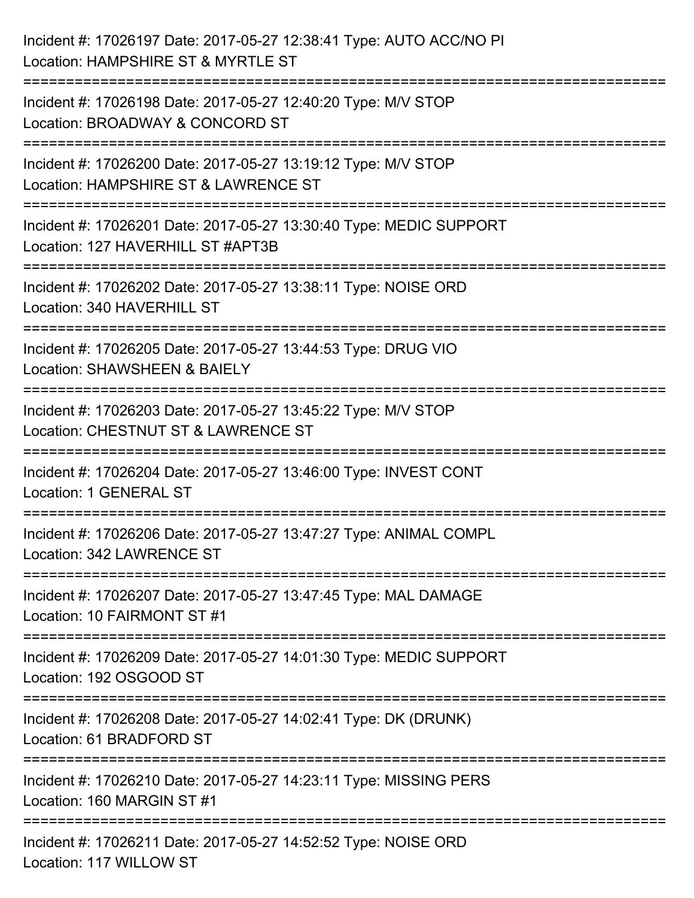Incident #: 17026197 Date: 2017-05-27 12:38:41 Type: AUTO ACC/NO PI
Location: HAMPSHIRE ST & MYRTLE ST

===========================================================================

Incident #: 17026198 Date: 2017-05-27 12:40:20 Type: M/V STOP
Location: BROADWAY & CONCORD ST

===========================================================================

Incident #: 17026200 Date: 2017-05-27 13:19:12 Type: M/V STOP
Location: HAMPSHIRE ST & LAWRENCE ST

===========================================================================

Incident #: 17026201 Date: 2017-05-27 13:30:40 Type: MEDIC SUPPORT
Location: 127 HAVERHILL ST #APT3B

===========================================================================

Incident #: 17026202 Date: 2017-05-27 13:38:11 Type: NOISE ORD
Location: 340 HAVERHILL ST

===========================================================================

Incident #: 17026205 Date: 2017-05-27 13:44:53 Type: DRUG VIO
Location: SHAWSHEEN & BAIELY

===========================================================================

Incident #: 17026203 Date: 2017-05-27 13:45:22 Type: M/V STOP
Location: CHESTNUT ST & LAWRENCE ST

===========================================================================

Incident #: 17026204 Date: 2017-05-27 13:46:00 Type: INVEST CONT
Location: 1 GENERAL ST

===========================================================================

Incident #: 17026206 Date: 2017-05-27 13:47:27 Type: ANIMAL COMPL
Location: 342 LAWRENCE ST

===========================================================================

Incident #: 17026207 Date: 2017-05-27 13:47:45 Type: MAL DAMAGE
Location: 10 FAIRMONT ST #1

===========================================================================

Incident #: 17026209 Date: 2017-05-27 14:01:30 Type: MEDIC SUPPORT
Location: 192 OSGOOD ST

===========================================================================

Incident #: 17026208 Date: 2017-05-27 14:02:41 Type: DK (DRUNK)
Location: 61 BRADFORD ST

===========================================================================

Incident #: 17026210 Date: 2017-05-27 14:23:11 Type: MISSING PERS
Location: 160 MARGIN ST #1

===========================================================================

Incident #: 17026211 Date: 2017-05-27 14:52:52 Type: NOISE ORD
Location: 117 WILLOW ST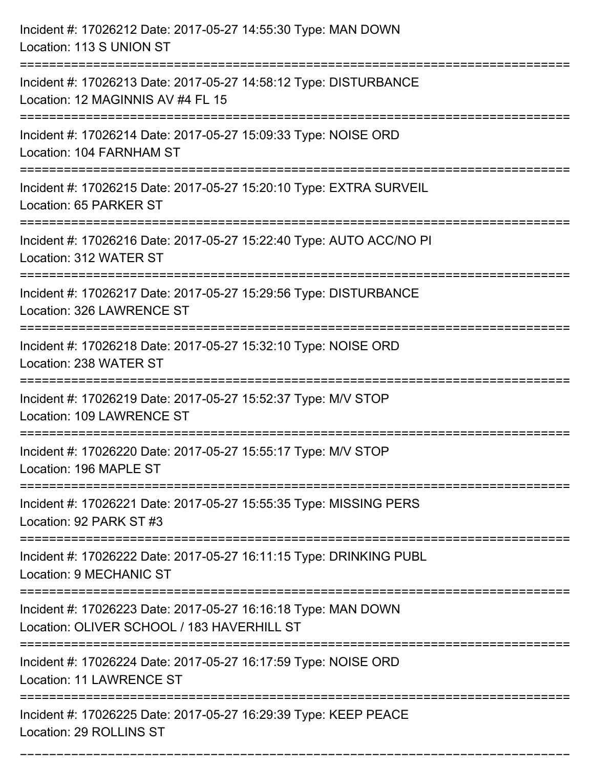Incident #: 17026212 Date: 2017-05-27 14:55:30 Type: MAN DOWN
Location: 113 S UNION ST

===========================================================================

Incident #: 17026213 Date: 2017-05-27 14:58:12 Type: DISTURBANCE
Location: 12 MAGINNIS AV #4 FL 15

===========================================================================

Incident #: 17026214 Date: 2017-05-27 15:09:33 Type: NOISE ORD
Location: 104 FARNHAM ST

===========================================================================

Incident #: 17026215 Date: 2017-05-27 15:20:10 Type: EXTRA SURVEIL
Location: 65 PARKER ST

===========================================================================

Incident #: 17026216 Date: 2017-05-27 15:22:40 Type: AUTO ACC/NO PI
Location: 312 WATER ST

===========================================================================

Incident #: 17026217 Date: 2017-05-27 15:29:56 Type: DISTURBANCE
Location: 326 LAWRENCE ST

===========================================================================

Incident #: 17026218 Date: 2017-05-27 15:32:10 Type: NOISE ORD
Location: 238 WATER ST

===========================================================================

Incident #: 17026219 Date: 2017-05-27 15:52:37 Type: M/V STOP
Location: 109 LAWRENCE ST

===========================================================================

Incident #: 17026220 Date: 2017-05-27 15:55:17 Type: M/V STOP
Location: 196 MAPLE ST

===========================================================================

Incident #: 17026221 Date: 2017-05-27 15:55:35 Type: MISSING PERS
Location: 92 PARK ST #3

===========================================================================

Incident #: 17026222 Date: 2017-05-27 16:11:15 Type: DRINKING PUBL
Location: 9 MECHANIC ST

===========================================================================

Incident #: 17026223 Date: 2017-05-27 16:16:18 Type: MAN DOWN
Location: OLIVER SCHOOL / 183 HAVERHILL ST

===========================================================================

Incident #: 17026224 Date: 2017-05-27 16:17:59 Type: NOISE ORD
Location: 11 LAWRENCE ST

===========================================================================

Incident #: 17026225 Date: 2017-05-27 16:29:39 Type: KEEP PEACE
Location: 29 ROLLINS ST

===========================================================================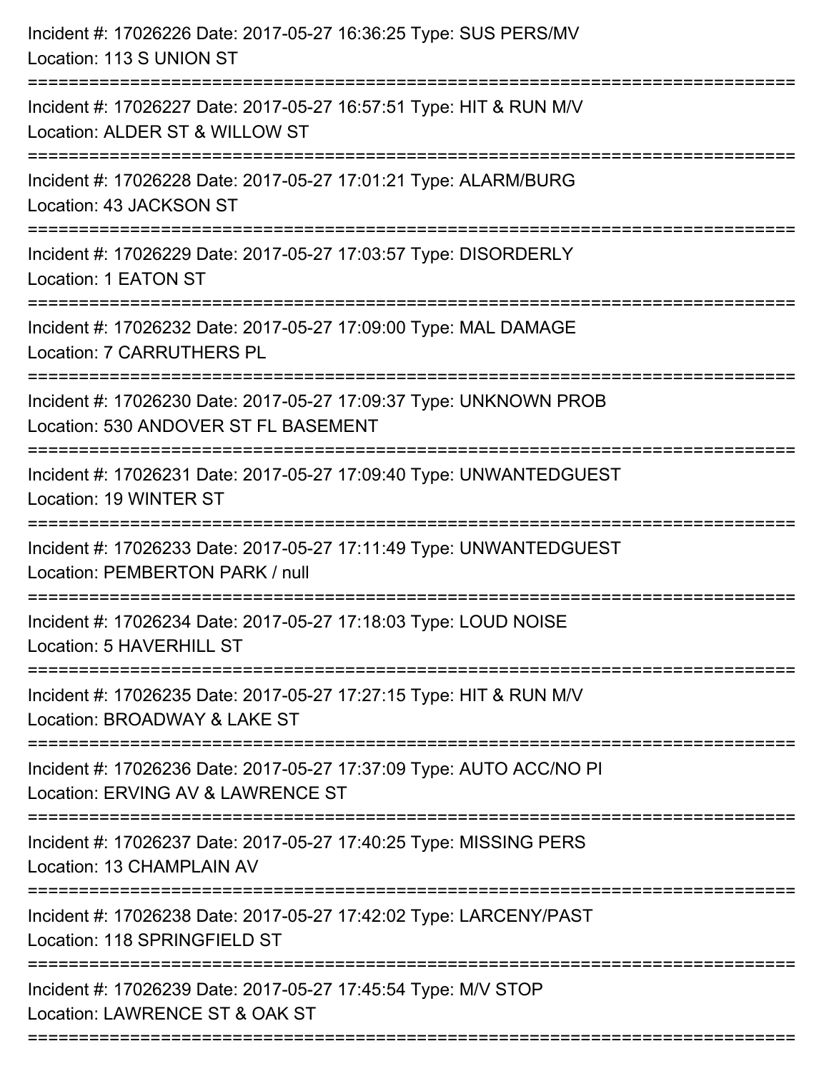Incident #: 17026226 Date: 2017-05-27 16:36:25 Type: SUS PERS/MV
Location: 113 S UNION ST

===========================================================================

Incident #: 17026227 Date: 2017-05-27 16:57:51 Type: HIT & RUN M/V
Location: ALDER ST & WILLOW ST

===========================================================================

Incident #: 17026228 Date: 2017-05-27 17:01:21 Type: ALARM/BURG
Location: 43 JACKSON ST

===========================================================================

Incident #: 17026229 Date: 2017-05-27 17:03:57 Type: DISORDERLY
Location: 1 EATON ST

===========================================================================

Incident #: 17026232 Date: 2017-05-27 17:09:00 Type: MAL DAMAGE
Location: 7 CARRUTHERS PL

===========================================================================

Incident #: 17026230 Date: 2017-05-27 17:09:37 Type: UNKNOWN PROB
Location: 530 ANDOVER ST FL BASEMENT

===========================================================================

Incident #: 17026231 Date: 2017-05-27 17:09:40 Type: UNWANTEDGUEST
Location: 19 WINTER ST

===========================================================================

Incident #: 17026233 Date: 2017-05-27 17:11:49 Type: UNWANTEDGUEST
Location: PEMBERTON PARK / null

===========================================================================

Incident #: 17026234 Date: 2017-05-27 17:18:03 Type: LOUD NOISE
Location: 5 HAVERHILL ST

===========================================================================

Incident #: 17026235 Date: 2017-05-27 17:27:15 Type: HIT & RUN M/V
Location: BROADWAY & LAKE ST

===========================================================================

Incident #: 17026236 Date: 2017-05-27 17:37:09 Type: AUTO ACC/NO PI
Location: ERVING AV & LAWRENCE ST

===========================================================================

Incident #: 17026237 Date: 2017-05-27 17:40:25 Type: MISSING PERS
Location: 13 CHAMPLAIN AV

===========================================================================

Incident #: 17026238 Date: 2017-05-27 17:42:02 Type: LARCENY/PAST
Location: 118 SPRINGFIELD ST

===========================================================================

Incident #: 17026239 Date: 2017-05-27 17:45:54 Type: M/V STOP
Location: LAWRENCE ST & OAK ST

===========================================================================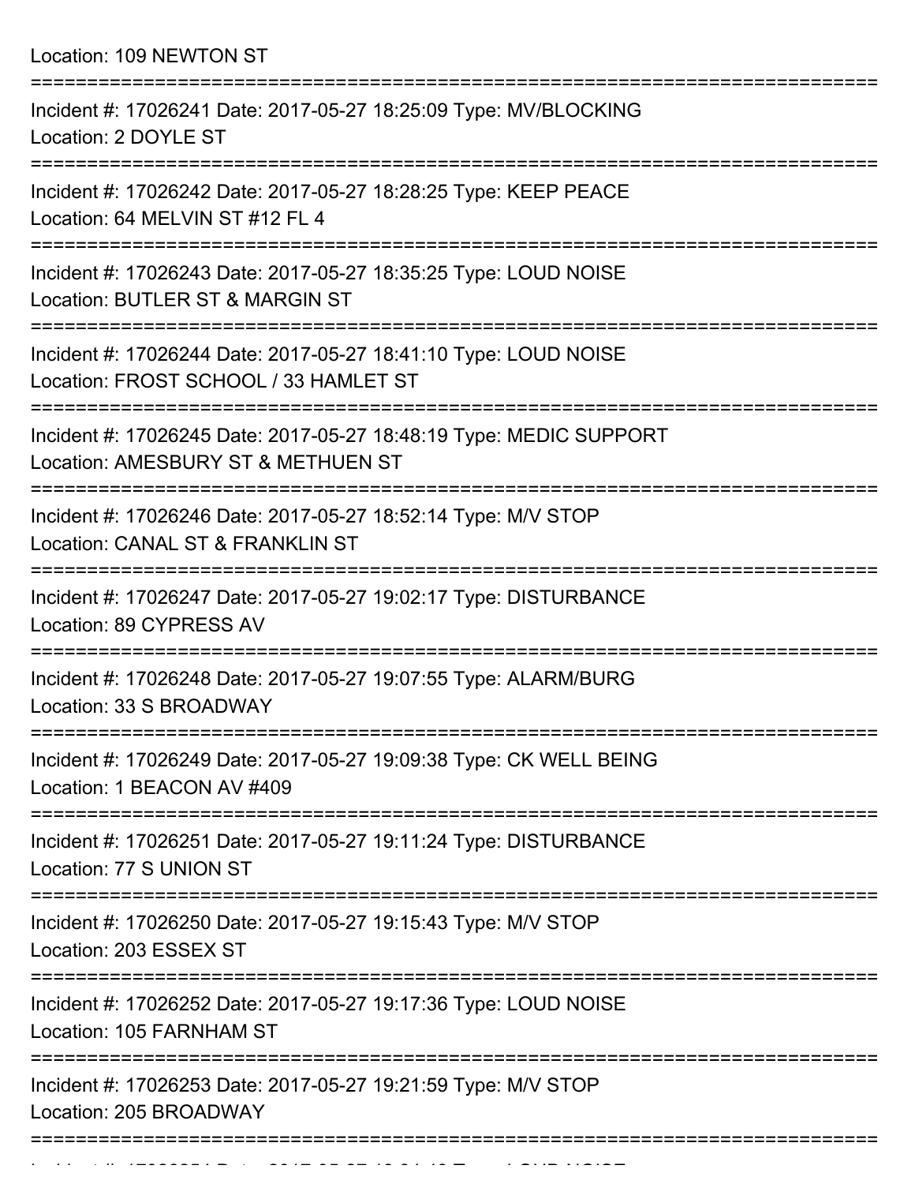Location: 109 NEWTON ST

===========================================================================

Incident #: 17026241 Date: 2017-05-27 18:25:09 Type: MV/BLOCKING
Location: 2 DOYLE ST

===========================================================================

Incident #: 17026242 Date: 2017-05-27 18:28:25 Type: KEEP PEACE
Location: 64 MELVIN ST #12 FL 4

===========================================================================

Incident #: 17026243 Date: 2017-05-27 18:35:25 Type: LOUD NOISE
Location: BUTLER ST & MARGIN ST

===========================================================================

Incident #: 17026244 Date: 2017-05-27 18:41:10 Type: LOUD NOISE
Location: FROST SCHOOL / 33 HAMLET ST

===========================================================================

Incident #: 17026245 Date: 2017-05-27 18:48:19 Type: MEDIC SUPPORT
Location: AMESBURY ST & METHUEN ST

===========================================================================

Incident #: 17026246 Date: 2017-05-27 18:52:14 Type: M/V STOP
Location: CANAL ST & FRANKLIN ST

===========================================================================

Incident #: 17026247 Date: 2017-05-27 19:02:17 Type: DISTURBANCE
Location: 89 CYPRESS AV

===========================================================================

Incident #: 17026248 Date: 2017-05-27 19:07:55 Type: ALARM/BURG
Location: 33 S BROADWAY

===========================================================================

Incident #: 17026249 Date: 2017-05-27 19:09:38 Type: CK WELL BEING
Location: 1 BEACON AV #409

===========================================================================

Incident #: 17026251 Date: 2017-05-27 19:11:24 Type: DISTURBANCE
Location: 77 S UNION ST

===========================================================================

Incident #: 17026250 Date: 2017-05-27 19:15:43 Type: M/V STOP
Location: 203 ESSEX ST

===========================================================================

Incident #: 17026252 Date: 2017-05-27 19:17:36 Type: LOUD NOISE
Location: 105 FARNHAM ST

===========================================================================

Incident #: 17026253 Date: 2017-05-27 19:21:59 Type: M/V STOP
Location: 205 BROADWAY

===========================================================================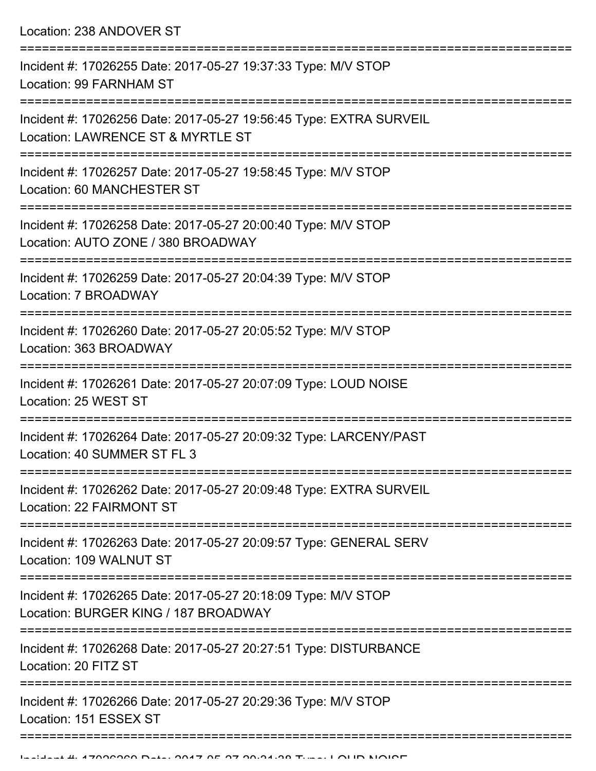Location: 238 ANDOVER ST

===========================================================================

Incident #: 17026255 Date: 2017-05-27 19:37:33 Type: M/V STOP
Location: 99 FARNHAM ST

===========================================================================

Incident #: 17026256 Date: 2017-05-27 19:56:45 Type: EXTRA SURVEIL
Location: LAWRENCE ST & MYRTLE ST

===========================================================================

Incident #: 17026257 Date: 2017-05-27 19:58:45 Type: M/V STOP
Location: 60 MANCHESTER ST

===========================================================================

Incident #: 17026258 Date: 2017-05-27 20:00:40 Type: M/V STOP
Location: AUTO ZONE / 380 BROADWAY

===========================================================================

Incident #: 17026259 Date: 2017-05-27 20:04:39 Type: M/V STOP
Location: 7 BROADWAY

===========================================================================

Incident #: 17026260 Date: 2017-05-27 20:05:52 Type: M/V STOP
Location: 363 BROADWAY

===========================================================================

Incident #: 17026261 Date: 2017-05-27 20:07:09 Type: LOUD NOISE
Location: 25 WEST ST

===========================================================================

Incident #: 17026264 Date: 2017-05-27 20:09:32 Type: LARCENY/PAST
Location: 40 SUMMER ST FL 3

===========================================================================

Incident #: 17026262 Date: 2017-05-27 20:09:48 Type: EXTRA SURVEIL
Location: 22 FAIRMONT ST

===========================================================================

Incident #: 17026263 Date: 2017-05-27 20:09:57 Type: GENERAL SERV
Location: 109 WALNUT ST

===========================================================================

Incident #: 17026265 Date: 2017-05-27 20:18:09 Type: M/V STOP
Location: BURGER KING / 187 BROADWAY

===========================================================================

Incident #: 17026268 Date: 2017-05-27 20:27:51 Type: DISTURBANCE
Location: 20 FITZ ST

===========================================================================

Incident #: 17026266 Date: 2017-05-27 20:29:36 Type: M/V STOP
Location: 151 ESSEX ST

===========================================================================

Incident #: 17026269 Date: 2017-05-27 20:31:38 Type: LOUD NOISE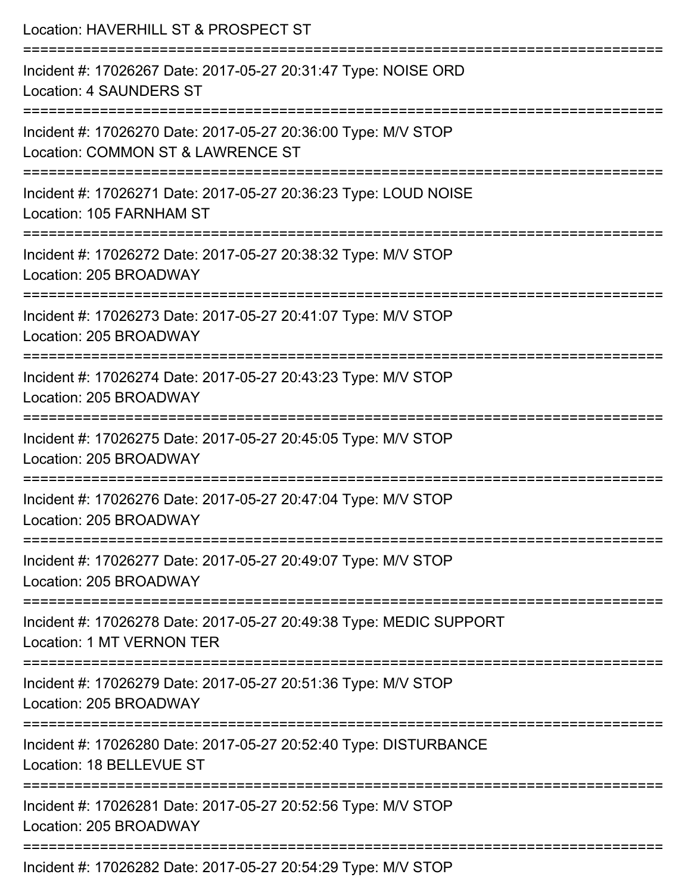Location: HAVERHILL ST & PROSPECT ST

===========================================================================

Incident #: 17026267 Date: 2017-05-27 20:31:47 Type: NOISE ORD
Location: 4 SAUNDERS ST

===========================================================================

Incident #: 17026270 Date: 2017-05-27 20:36:00 Type: M/V STOP
Location: COMMON ST & LAWRENCE ST

===========================================================================

Incident #: 17026271 Date: 2017-05-27 20:36:23 Type: LOUD NOISE
Location: 105 FARNHAM ST

===========================================================================

Incident #: 17026272 Date: 2017-05-27 20:38:32 Type: M/V STOP
Location: 205 BROADWAY

===========================================================================

Incident #: 17026273 Date: 2017-05-27 20:41:07 Type: M/V STOP
Location: 205 BROADWAY

===========================================================================

Incident #: 17026274 Date: 2017-05-27 20:43:23 Type: M/V STOP
Location: 205 BROADWAY

===========================================================================

Incident #: 17026275 Date: 2017-05-27 20:45:05 Type: M/V STOP
Location: 205 BROADWAY

===========================================================================

Incident #: 17026276 Date: 2017-05-27 20:47:04 Type: M/V STOP
Location: 205 BROADWAY

===========================================================================

Incident #: 17026277 Date: 2017-05-27 20:49:07 Type: M/V STOP
Location: 205 BROADWAY

===========================================================================

Incident #: 17026278 Date: 2017-05-27 20:49:38 Type: MEDIC SUPPORT
Location: 1 MT VERNON TER

===========================================================================

Incident #: 17026279 Date: 2017-05-27 20:51:36 Type: M/V STOP
Location: 205 BROADWAY

===========================================================================

Incident #: 17026280 Date: 2017-05-27 20:52:40 Type: DISTURBANCE
Location: 18 BELLEVUE ST

===========================================================================

Incident #: 17026281 Date: 2017-05-27 20:52:56 Type: M/V STOP
Location: 205 BROADWAY

===========================================================================

Incident #: 17026282 Date: 2017-05-27 20:54:29 Type: M/V STOP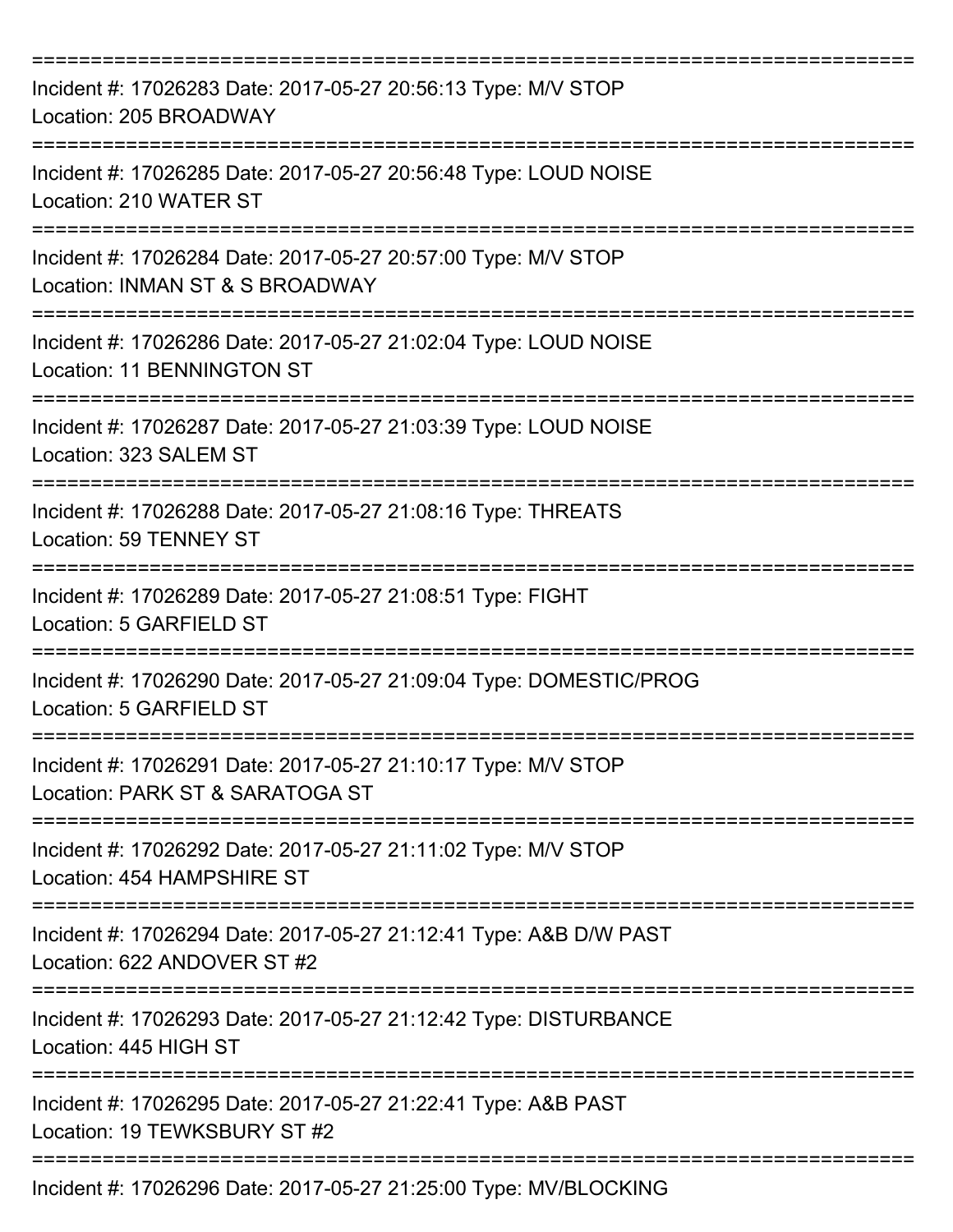===========================================================================

Incident #: 17026283 Date: 2017-05-27 20:56:13 Type: M/V STOP
Location: 205 BROADWAY

===========================================================================

Incident #: 17026285 Date: 2017-05-27 20:56:48 Type: LOUD NOISE
Location: 210 WATER ST

===========================================================================

Incident #: 17026284 Date: 2017-05-27 20:57:00 Type: M/V STOP
Location: INMAN ST & S BROADWAY

===========================================================================

Incident #: 17026286 Date: 2017-05-27 21:02:04 Type: LOUD NOISE
Location: 11 BENNINGTON ST

===========================================================================

Incident #: 17026287 Date: 2017-05-27 21:03:39 Type: LOUD NOISE
Location: 323 SALEM ST

===========================================================================

Incident #: 17026288 Date: 2017-05-27 21:08:16 Type: THREATS
Location: 59 TENNEY ST

===========================================================================

Incident #: 17026289 Date: 2017-05-27 21:08:51 Type: FIGHT
Location: 5 GARFIELD ST

===========================================================================

Incident #: 17026290 Date: 2017-05-27 21:09:04 Type: DOMESTIC/PROG
Location: 5 GARFIELD ST

===========================================================================

Incident #: 17026291 Date: 2017-05-27 21:10:17 Type: M/V STOP
Location: PARK ST & SARATOGA ST

===========================================================================

Incident #: 17026292 Date: 2017-05-27 21:11:02 Type: M/V STOP
Location: 454 HAMPSHIRE ST

===========================================================================

Incident #: 17026294 Date: 2017-05-27 21:12:41 Type: A&B D/W PAST
Location: 622 ANDOVER ST #2

===========================================================================

Incident #: 17026293 Date: 2017-05-27 21:12:42 Type: DISTURBANCE
Location: 445 HIGH ST

===========================================================================

Incident #: 17026295 Date: 2017-05-27 21:22:41 Type: A&B PAST
Location: 19 TEWKSBURY ST #2

===========================================================================

Incident #: 17026296 Date: 2017-05-27 21:25:00 Type: MV/BLOCKING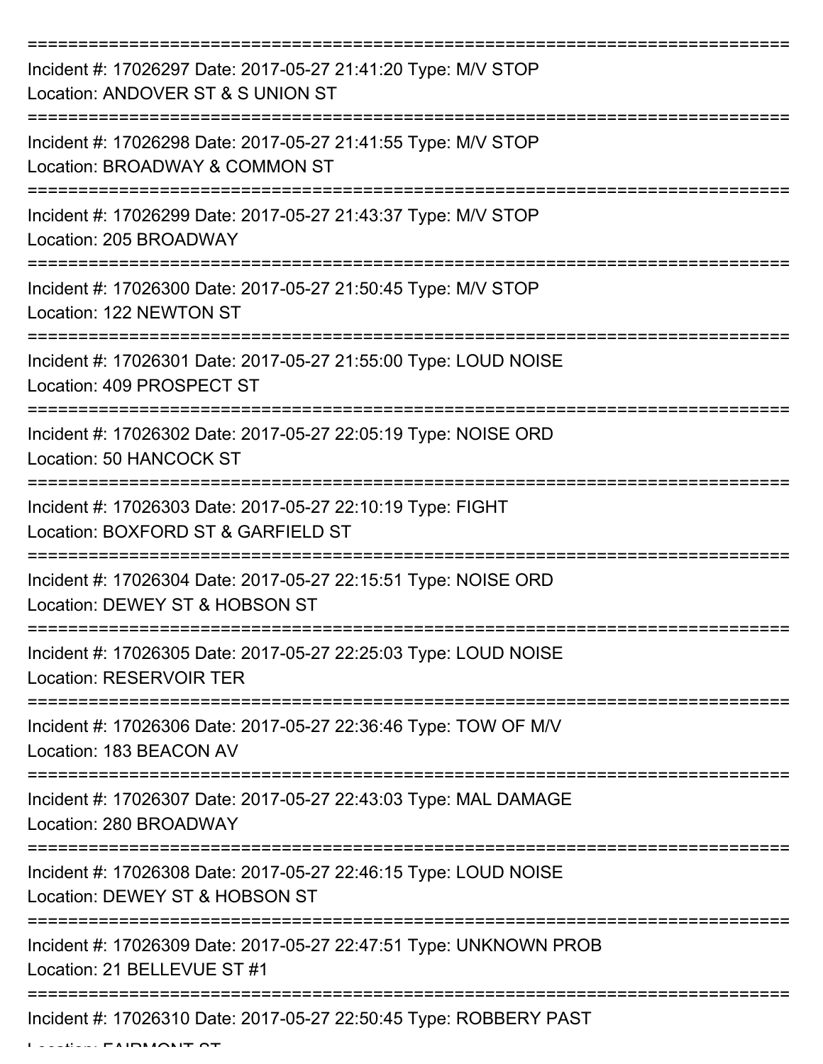===========================================================================

Incident #: 17026297 Date: 2017-05-27 21:41:20 Type: M/V STOP
Location: ANDOVER ST & S UNION ST

===========================================================================

Incident #: 17026298 Date: 2017-05-27 21:41:55 Type: M/V STOP
Location: BROADWAY & COMMON ST

===========================================================================

Incident #: 17026299 Date: 2017-05-27 21:43:37 Type: M/V STOP
Location: 205 BROADWAY

===========================================================================

Incident #: 17026300 Date: 2017-05-27 21:50:45 Type: M/V STOP
Location: 122 NEWTON ST

===========================================================================

Incident #: 17026301 Date: 2017-05-27 21:55:00 Type: LOUD NOISE
Location: 409 PROSPECT ST

===========================================================================

Incident #: 17026302 Date: 2017-05-27 22:05:19 Type: NOISE ORD
Location: 50 HANCOCK ST

===========================================================================

Incident #: 17026303 Date: 2017-05-27 22:10:19 Type: FIGHT
Location: BOXFORD ST & GARFIELD ST

===========================================================================

Incident #: 17026304 Date: 2017-05-27 22:15:51 Type: NOISE ORD
Location: DEWEY ST & HOBSON ST

===========================================================================

Incident #: 17026305 Date: 2017-05-27 22:25:03 Type: LOUD NOISE
Location: RESERVOIR TER

===========================================================================

Incident #: 17026306 Date: 2017-05-27 22:36:46 Type: TOW OF M/V
Location: 183 BEACON AV

===========================================================================

Incident #: 17026307 Date: 2017-05-27 22:43:03 Type: MAL DAMAGE
Location: 280 BROADWAY

===========================================================================

Incident #: 17026308 Date: 2017-05-27 22:46:15 Type: LOUD NOISE
Location: DEWEY ST & HOBSON ST

===========================================================================

Incident #: 17026309 Date: 2017-05-27 22:47:51 Type: UNKNOWN PROB
Location: 21 BELLEVUE ST #1

===========================================================================

Incident #: 17026310 Date: 2017-05-27 22:50:45 Type: ROBBERY PAST
Location: FAIRMONT ST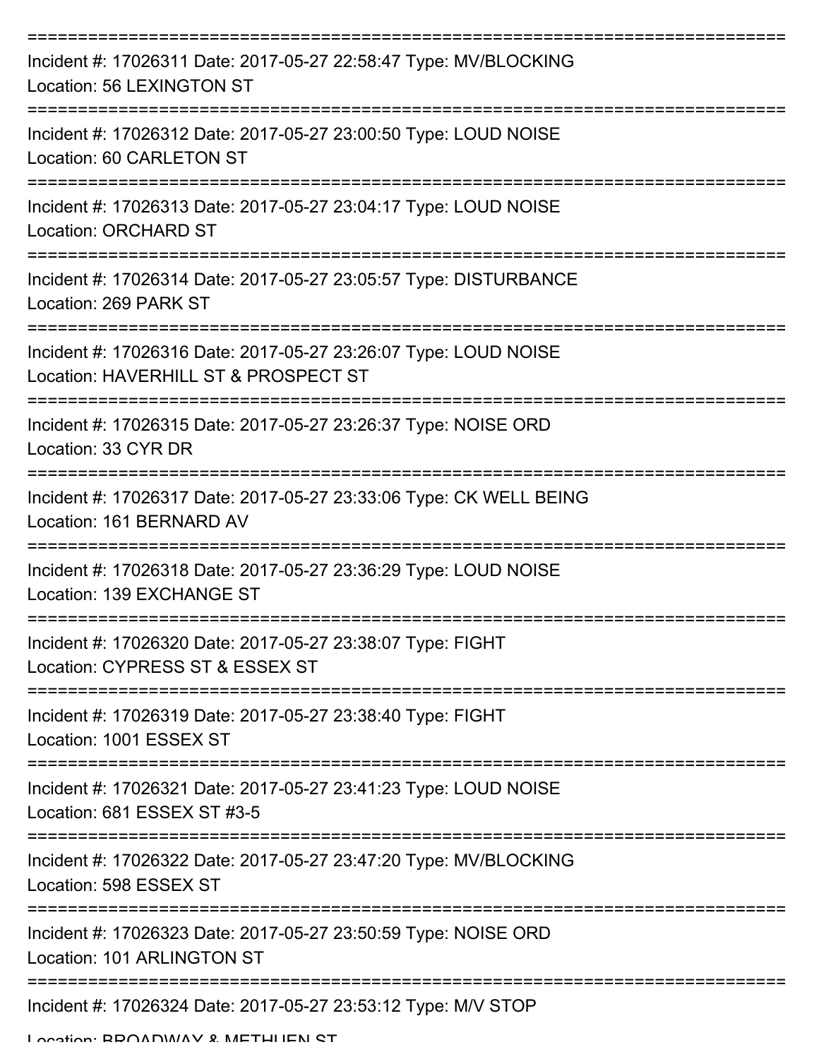===========================================================================

Incident #: 17026311 Date: 2017-05-27 22:58:47 Type: MV/BLOCKING
Location: 56 LEXINGTON ST

===========================================================================

Incident #: 17026312 Date: 2017-05-27 23:00:50 Type: LOUD NOISE
Location: 60 CARLETON ST

===========================================================================

Incident #: 17026313 Date: 2017-05-27 23:04:17 Type: LOUD NOISE
Location: ORCHARD ST

===========================================================================

Incident #: 17026314 Date: 2017-05-27 23:05:57 Type: DISTURBANCE
Location: 269 PARK ST

===========================================================================

Incident #: 17026316 Date: 2017-05-27 23:26:07 Type: LOUD NOISE
Location: HAVERHILL ST & PROSPECT ST

===========================================================================

Incident #: 17026315 Date: 2017-05-27 23:26:37 Type: NOISE ORD
Location: 33 CYR DR

===========================================================================

Incident #: 17026317 Date: 2017-05-27 23:33:06 Type: CK WELL BEING
Location: 161 BERNARD AV

===========================================================================

Incident #: 17026318 Date: 2017-05-27 23:36:29 Type: LOUD NOISE
Location: 139 EXCHANGE ST

===========================================================================

Incident #: 17026320 Date: 2017-05-27 23:38:07 Type: FIGHT
Location: CYPRESS ST & ESSEX ST

===========================================================================

Incident #: 17026319 Date: 2017-05-27 23:38:40 Type: FIGHT
Location: 1001 ESSEX ST

===========================================================================

Incident #: 17026321 Date: 2017-05-27 23:41:23 Type: LOUD NOISE
Location: 681 ESSEX ST #3-5

===========================================================================

Incident #: 17026322 Date: 2017-05-27 23:47:20 Type: MV/BLOCKING
Location: 598 ESSEX ST

===========================================================================

Incident #: 17026323 Date: 2017-05-27 23:50:59 Type: NOISE ORD
Location: 101 ARLINGTON ST

===========================================================================

Incident #: 17026324 Date: 2017-05-27 23:53:12 Type: M/V STOP
Location: BROADWAY & METHUEN ST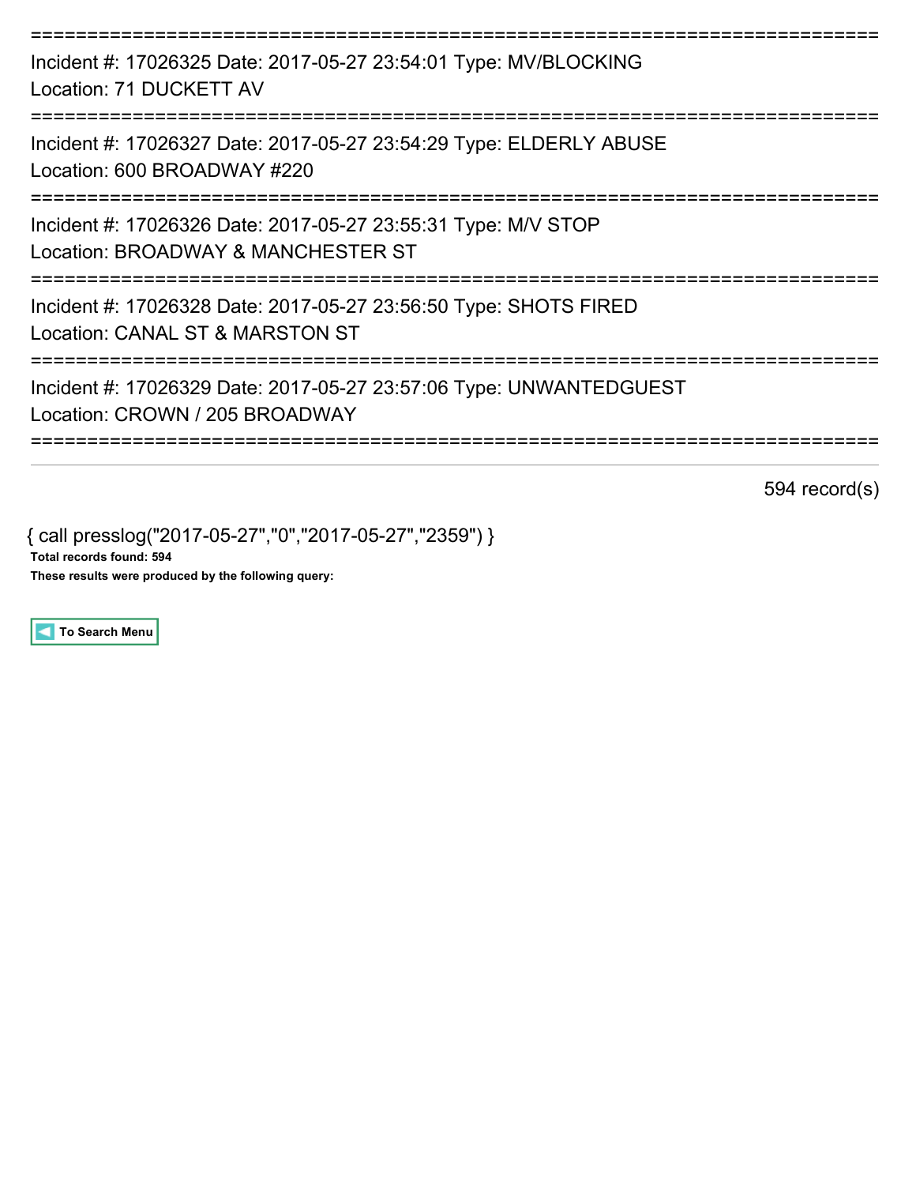===========================================================================

Incident #: 17026325 Date: 2017-05-27 23:54:01 Type: MV/BLOCKING
Location: 71 DUCKETT AV

===========================================================================

Incident #: 17026327 Date: 2017-05-27 23:54:29 Type: ELDERLY ABUSE
Location: 600 BROADWAY #220

===========================================================================

Incident #: 17026326 Date: 2017-05-27 23:55:31 Type: M/V STOP
Location: BROADWAY & MANCHESTER ST

===========================================================================

Incident #: 17026328 Date: 2017-05-27 23:56:50 Type: SHOTS FIRED
Location: CANAL ST & MARSTON ST

===========================================================================

Incident #: 17026329 Date: 2017-05-27 23:57:06 Type: UNWANTEDGUEST
Location: CROWN / 205 BROADWAY

===========================================================================

594 record(s)

{ call presslog("2017-05-27","0","2017-05-27","2359") }

**Total records found: 594**

**These results were produced by the following query:**

To Search Menu